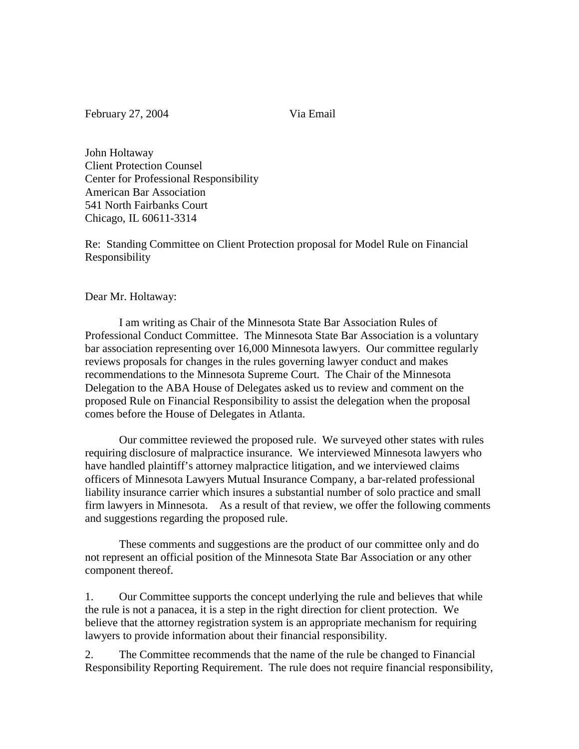February 27, 2004 Via Email

John Holtaway
Client Protection Counsel
Center for Professional Responsibility
American Bar Association
541 North Fairbanks Court
Chicago, IL 60611-3314

Re: Standing Committee on Client Protection proposal for Model Rule on Financial Responsibility

Dear Mr. Holtaway:

I am writing as Chair of the Minnesota State Bar Association Rules of Professional Conduct Committee. The Minnesota State Bar Association is a voluntary bar association representing over 16,000 Minnesota lawyers. Our committee regularly reviews proposals for changes in the rules governing lawyer conduct and makes recommendations to the Minnesota Supreme Court. The Chair of the Minnesota Delegation to the ABA House of Delegates asked us to review and comment on the proposed Rule on Financial Responsibility to assist the delegation when the proposal comes before the House of Delegates in Atlanta.

Our committee reviewed the proposed rule. We surveyed other states with rules requiring disclosure of malpractice insurance. We interviewed Minnesota lawyers who have handled plaintiff's attorney malpractice litigation, and we interviewed claims officers of Minnesota Lawyers Mutual Insurance Company, a bar-related professional liability insurance carrier which insures a substantial number of solo practice and small firm lawyers in Minnesota. As a result of that review, we offer the following comments and suggestions regarding the proposed rule.

These comments and suggestions are the product of our committee only and do not represent an official position of the Minnesota State Bar Association or any other component thereof.

1. Our Committee supports the concept underlying the rule and believes that while the rule is not a panacea, it is a step in the right direction for client protection. We believe that the attorney registration system is an appropriate mechanism for requiring lawyers to provide information about their financial responsibility.

2. The Committee recommends that the name of the rule be changed to Financial Responsibility Reporting Requirement. The rule does not require financial responsibility,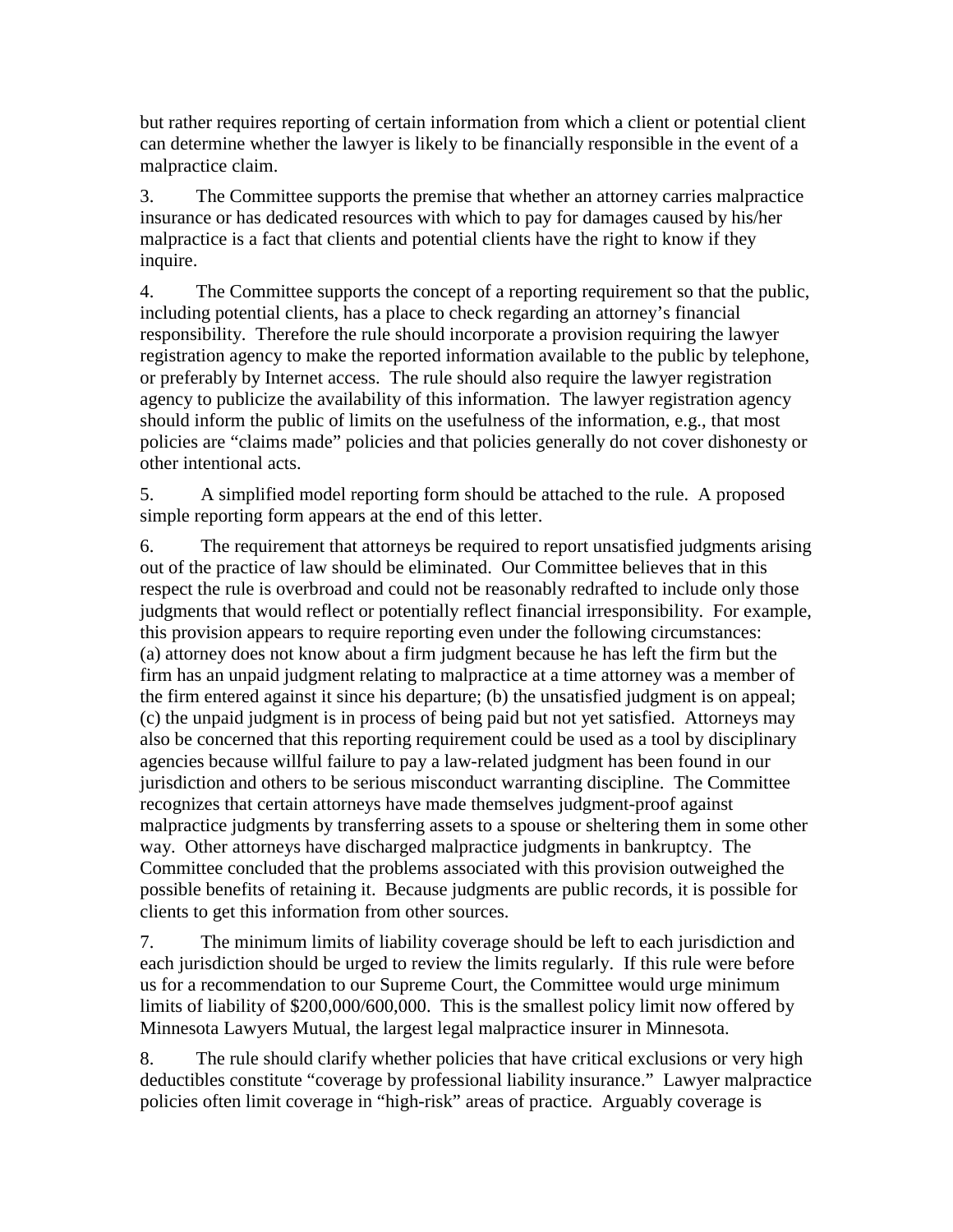but rather requires reporting of certain information from which a client or potential client can determine whether the lawyer is likely to be financially responsible in the event of a malpractice claim.

3. The Committee supports the premise that whether an attorney carries malpractice insurance or has dedicated resources with which to pay for damages caused by his/her malpractice is a fact that clients and potential clients have the right to know if they inquire.

4. The Committee supports the concept of a reporting requirement so that the public, including potential clients, has a place to check regarding an attorney's financial responsibility. Therefore the rule should incorporate a provision requiring the lawyer registration agency to make the reported information available to the public by telephone, or preferably by Internet access. The rule should also require the lawyer registration agency to publicize the availability of this information. The lawyer registration agency should inform the public of limits on the usefulness of the information, e.g., that most policies are "claims made" policies and that policies generally do not cover dishonesty or other intentional acts.

5. A simplified model reporting form should be attached to the rule. A proposed simple reporting form appears at the end of this letter.

6. The requirement that attorneys be required to report unsatisfied judgments arising out of the practice of law should be eliminated. Our Committee believes that in this respect the rule is overbroad and could not be reasonably redrafted to include only those judgments that would reflect or potentially reflect financial irresponsibility. For example, this provision appears to require reporting even under the following circumstances: (a) attorney does not know about a firm judgment because he has left the firm but the firm has an unpaid judgment relating to malpractice at a time attorney was a member of the firm entered against it since his departure; (b) the unsatisfied judgment is on appeal; (c) the unpaid judgment is in process of being paid but not yet satisfied. Attorneys may also be concerned that this reporting requirement could be used as a tool by disciplinary agencies because willful failure to pay a law-related judgment has been found in our jurisdiction and others to be serious misconduct warranting discipline. The Committee recognizes that certain attorneys have made themselves judgment-proof against malpractice judgments by transferring assets to a spouse or sheltering them in some other way. Other attorneys have discharged malpractice judgments in bankruptcy. The Committee concluded that the problems associated with this provision outweighed the possible benefits of retaining it. Because judgments are public records, it is possible for clients to get this information from other sources.

7. The minimum limits of liability coverage should be left to each jurisdiction and each jurisdiction should be urged to review the limits regularly. If this rule were before us for a recommendation to our Supreme Court, the Committee would urge minimum limits of liability of $200,000/600,000. This is the smallest policy limit now offered by Minnesota Lawyers Mutual, the largest legal malpractice insurer in Minnesota.

8. The rule should clarify whether policies that have critical exclusions or very high deductibles constitute "coverage by professional liability insurance." Lawyer malpractice policies often limit coverage in "high-risk" areas of practice. Arguably coverage is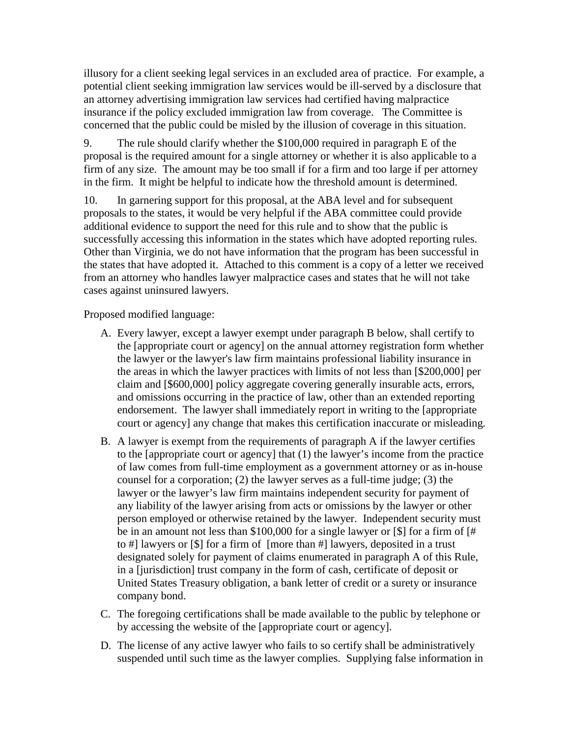illusory for a client seeking legal services in an excluded area of practice. For example, a potential client seeking immigration law services would be ill-served by a disclosure that an attorney advertising immigration law services had certified having malpractice insurance if the policy excluded immigration law from coverage. The Committee is concerned that the public could be misled by the illusion of coverage in this situation.

9. The rule should clarify whether the $100,000 required in paragraph E of the proposal is the required amount for a single attorney or whether it is also applicable to a firm of any size. The amount may be too small if for a firm and too large if per attorney in the firm. It might be helpful to indicate how the threshold amount is determined.

10. In garnering support for this proposal, at the ABA level and for subsequent proposals to the states, it would be very helpful if the ABA committee could provide additional evidence to support the need for this rule and to show that the public is successfully accessing this information in the states which have adopted reporting rules. Other than Virginia, we do not have information that the program has been successful in the states that have adopted it. Attached to this comment is a copy of a letter we received from an attorney who handles lawyer malpractice cases and states that he will not take cases against uninsured lawyers.

Proposed modified language:

A. Every lawyer, except a lawyer exempt under paragraph B below, shall certify to the [appropriate court or agency] on the annual attorney registration form whether the lawyer or the lawyer's law firm maintains professional liability insurance in the areas in which the lawyer practices with limits of not less than [$200,000] per claim and [$600,000] policy aggregate covering generally insurable acts, errors, and omissions occurring in the practice of law, other than an extended reporting endorsement. The lawyer shall immediately report in writing to the [appropriate court or agency] any change that makes this certification inaccurate or misleading.

B. A lawyer is exempt from the requirements of paragraph A if the lawyer certifies to the [appropriate court or agency] that (1) the lawyer's income from the practice of law comes from full-time employment as a government attorney or as in-house counsel for a corporation; (2) the lawyer serves as a full-time judge; (3) the lawyer or the lawyer's law firm maintains independent security for payment of any liability of the lawyer arising from acts or omissions by the lawyer or other person employed or otherwise retained by the lawyer. Independent security must be in an amount not less than $100,000 for a single lawyer or [$] for a firm of [# to #] lawyers or [$] for a firm of [more than #] lawyers, deposited in a trust designated solely for payment of claims enumerated in paragraph A of this Rule, in a [jurisdiction] trust company in the form of cash, certificate of deposit or United States Treasury obligation, a bank letter of credit or a surety or insurance company bond.

C. The foregoing certifications shall be made available to the public by telephone or by accessing the website of the [appropriate court or agency].

D. The license of any active lawyer who fails to so certify shall be administratively suspended until such time as the lawyer complies. Supplying false information in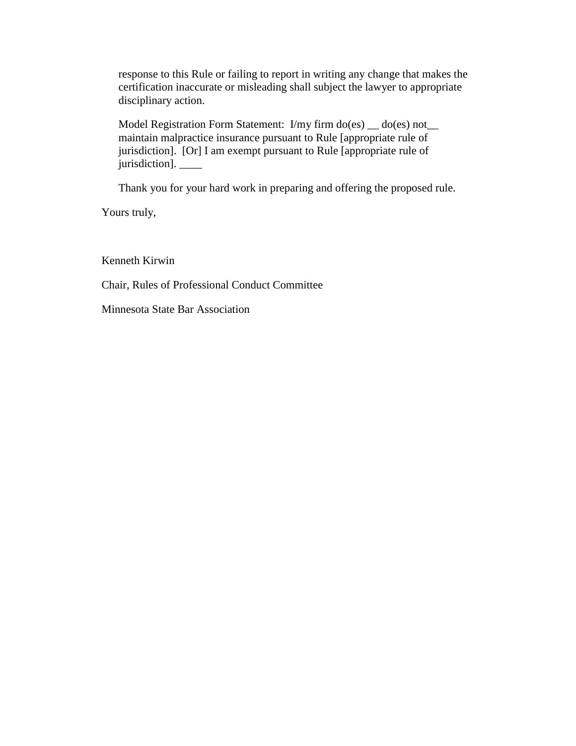response to this Rule or failing to report in writing any change that makes the certification inaccurate or misleading shall subject the lawyer to appropriate disciplinary action.

Model Registration Form Statement: I/my firm do(es) __ do(es) not__ maintain malpractice insurance pursuant to Rule [appropriate rule of jurisdiction]. [Or] I am exempt pursuant to Rule [appropriate rule of jurisdiction]. ____

Thank you for your hard work in preparing and offering the proposed rule.

Yours truly,

Kenneth Kirwin

Chair, Rules of Professional Conduct Committee

Minnesota State Bar Association